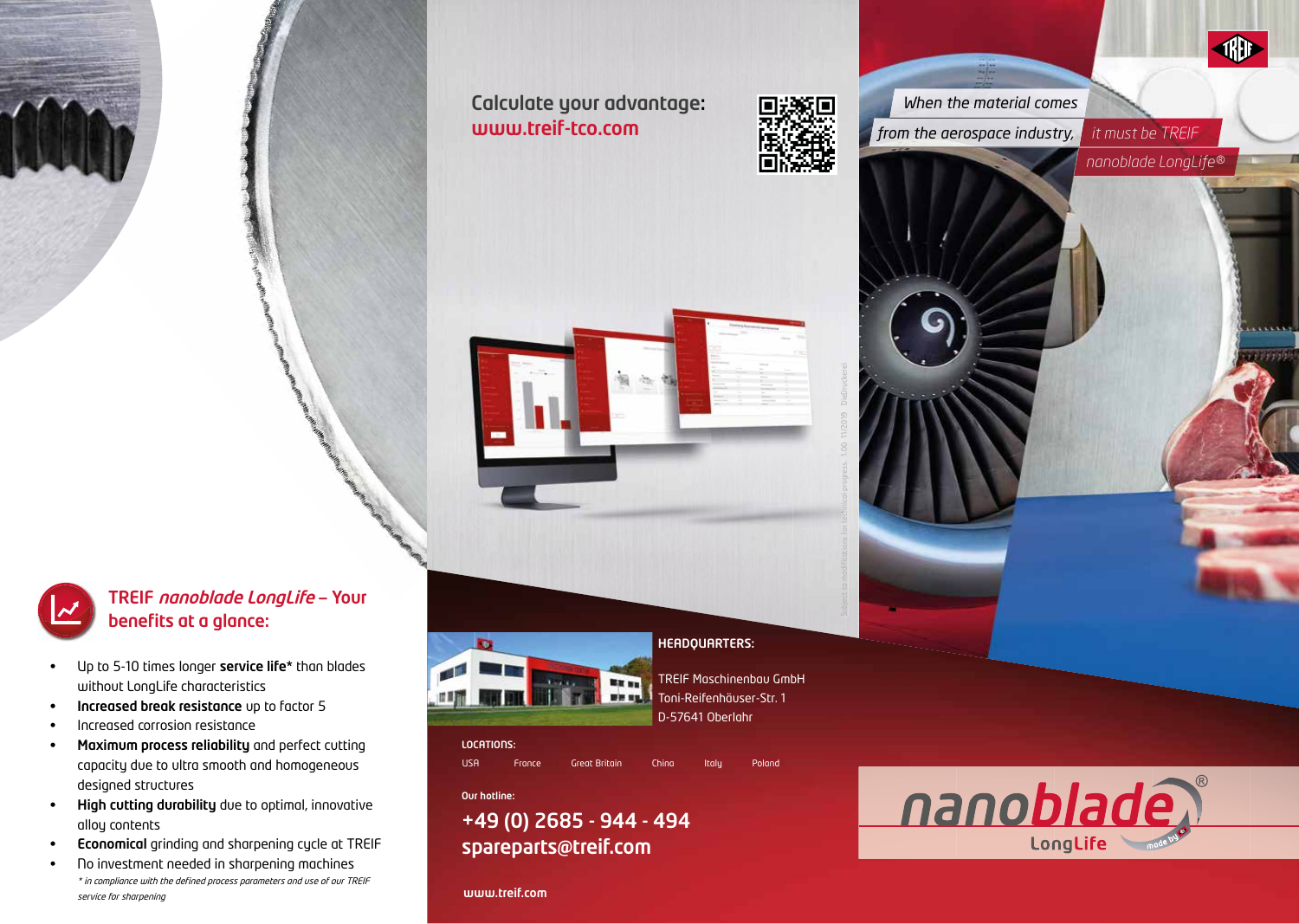## TREIF *nanoblade LongLife* – Your benefits at a glance:

- Up to 5-10 times longer **service life*** than blades without LongLife characteristics
- **Increased break resistance** up to factor 5
- Increased corrosion resistance
- **Maximum process reliability** and perfect cutting capacity due to ultra smooth and homogeneous designed structures
- **High cutting durability** due to optimal, innovative alloy contents
- **Economical** grinding and sharpening cycle at TREIF
- No investment needed in sharpening machines

*\* in compliance with the defined process parameters and use of our TREIF service for sharpening*

## Calculate your advantage: www.treif-tco.com

Subject to modifications for technical progress. 1.00 11/2019 DieDruckerei

**HEADQUARTERS:**

TREIF Maschinenbau GmbH
Toni-Reifenhäuser-Str. 1
D-57641 Oberlahr

**LOCATIONS:**

USA France Great Britain China Italy Poland

**Our hotline:**

**+49 (0) 2685 - 944 - 494**
**spareparts@treif.com**

**www.treif.com**

*When the material comes from the aerospace industry, it must be TREIF nanoblade LongLife®*

nanoblade® LongLife made by TREIF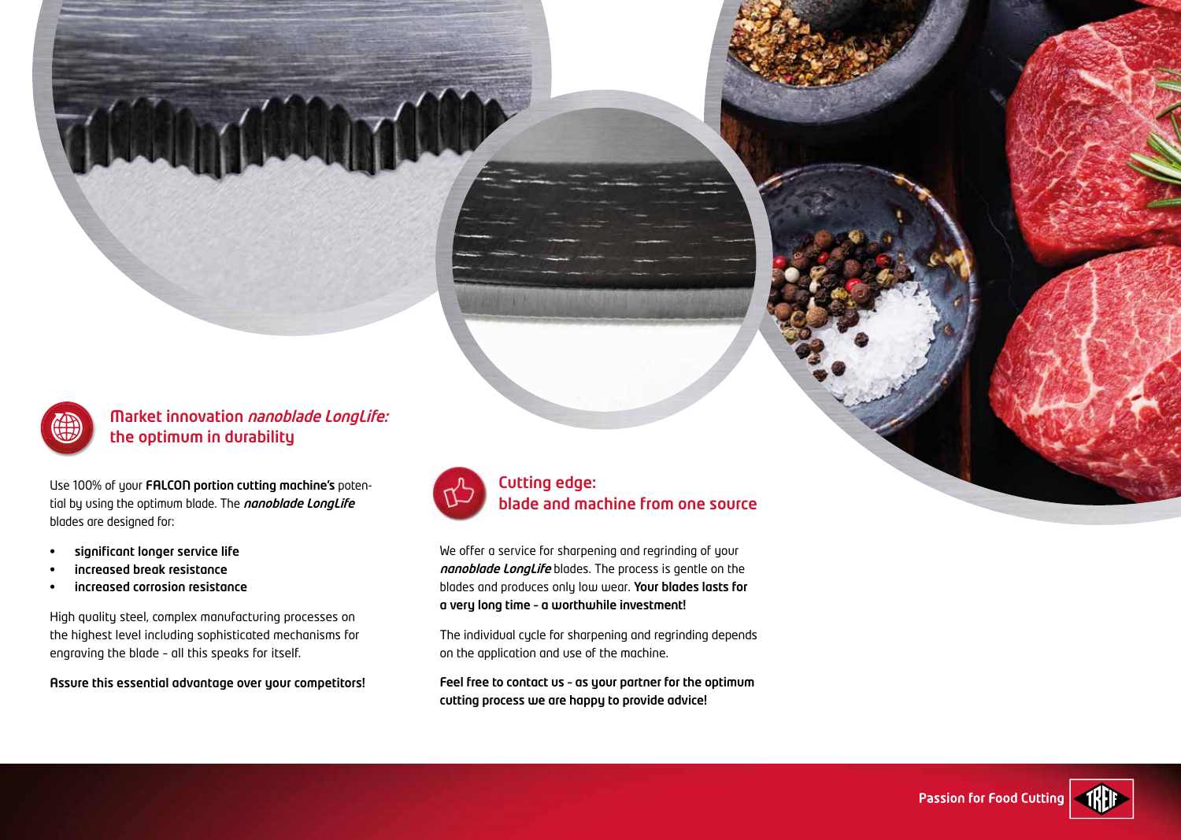## Market innovation *nanoblade LongLife:* the optimum in durability

Use 100% of your **FALCON portion cutting machine's** potential by using the optimum blade. The ***nanoblade LongLife*** blades are designed for:

- **significant longer service life**
- **increased break resistance**
- **increased corrosion resistance**

High quality steel, complex manufacturing processes on the highest level including sophisticated mechanisms for engraving the blade – all this speaks for itself.

**Assure this essential advantage over your competitors!**

## Cutting edge: blade and machine from one source

We offer a service for sharpening and regrinding of your ***nanoblade LongLife*** blades. The process is gentle on the blades and produces only low wear. **Your blades lasts for a very long time – a worthwhile investment!**

The individual cycle for sharpening and regrinding depends on the application and use of the machine.

**Feel free to contact us – as your partner for the optimum cutting process we are happy to provide advice!**

Passion for Food Cutting